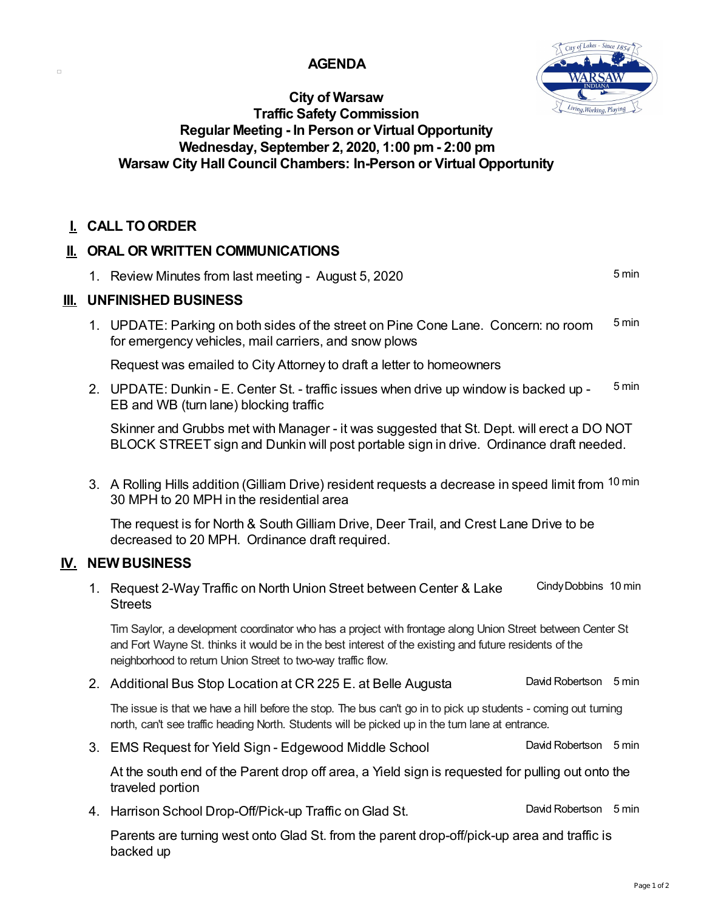# AGENDA

**City of Warsaw**
**Traffic Safety Commission**
**Regular Meeting - In Person or Virtual Opportunity**
**Wednesday, September 2, 2020, 1:00 pm - 2:00 pm**
**Warsaw City Hall Council Chambers: In-Person or Virtual Opportunity**

## I. CALL TO ORDER

## II. ORAL OR WRITTEN COMMUNICATIONS

1. Review Minutes from last meeting - August 5, 2020 — 5 min

## III. UNFINISHED BUSINESS

1. UPDATE: Parking on both sides of the street on Pine Cone Lane. Concern: no room for emergency vehicles, mail carriers, and snow plows — 5 min

   Request was emailed to City Attorney to draft a letter to homeowners

2. UPDATE: Dunkin - E. Center St. - traffic issues when drive up window is backed up - EB and WB (turn lane) blocking traffic — 5 min

   Skinner and Grubbs met with Manager - it was suggested that St. Dept. will erect a DO NOT BLOCK STREET sign and Dunkin will post portable sign in drive. Ordinance draft needed.

3. A Rolling Hills addition (Gilliam Drive) resident requests a decrease in speed limit from 30 MPH to 20 MPH in the residential area — 10 min

   The request is for North & South Gilliam Drive, Deer Trail, and Crest Lane Drive to be decreased to 20 MPH. Ordinance draft required.

## IV. NEW BUSINESS

1. Request 2-Way Traffic on North Union Street between Center & Lake Streets — Cindy Dobbins — 10 min

   Tim Saylor, a development coordinator who has a project with frontage along Union Street between Center St and Fort Wayne St. thinks it would be in the best interest of the existing and future residents of the neighborhood to return Union Street to two-way traffic flow.

2. Additional Bus Stop Location at CR 225 E. at Belle Augusta — David Robertson — 5 min

   The issue is that we have a hill before the stop. The bus can't go in to pick up students - coming out turning north, can't see traffic heading North. Students will be picked up in the turn lane at entrance.

3. EMS Request for Yield Sign - Edgewood Middle School — David Robertson — 5 min

   At the south end of the Parent drop off area, a Yield sign is requested for pulling out onto the traveled portion

4. Harrison School Drop-Off/Pick-up Traffic on Glad St. — David Robertson — 5 min

   Parents are turning west onto Glad St. from the parent drop-off/pick-up area and traffic is backed up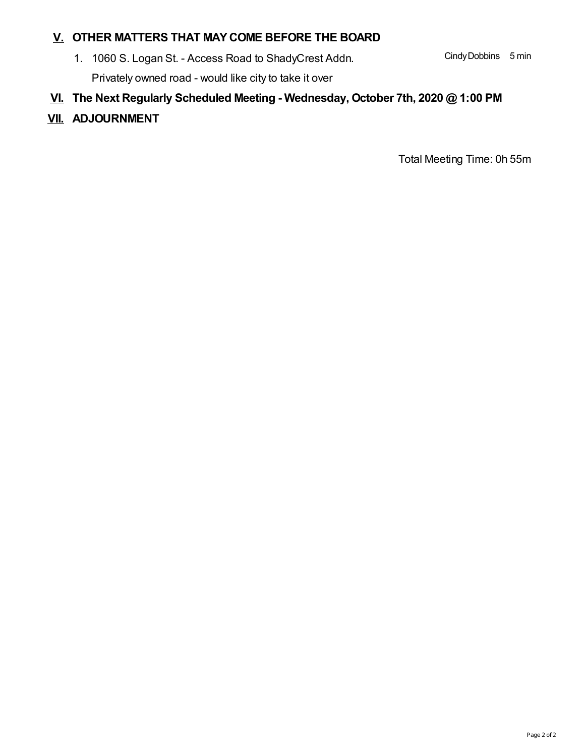## V. OTHER MATTERS THAT MAY COME BEFORE THE BOARD

1. 1060 S. Logan St. - Access Road to ShadyCrest Addn. — Cindy Dobbins — 5 min

   Privately owned road - would like city to take it over

## VI. The Next Regularly Scheduled Meeting - Wednesday, October 7th, 2020 @ 1:00 PM

## VII. ADJOURNMENT

Total Meeting Time: 0h 55m